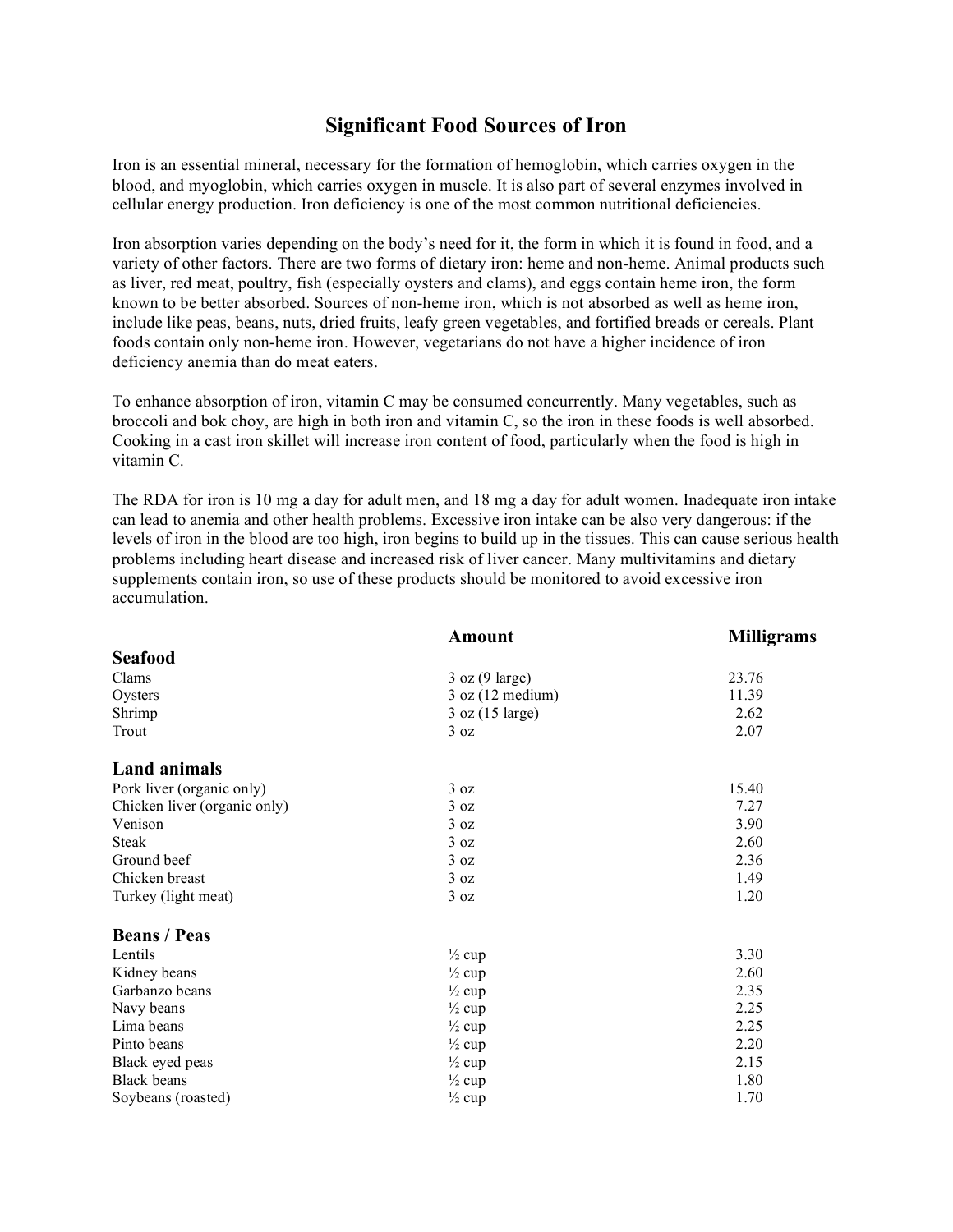# Significant Food Sources of Iron

Iron is an essential mineral, necessary for the formation of hemoglobin, which carries oxygen in the blood, and myoglobin, which carries oxygen in muscle. It is also part of several enzymes involved in cellular energy production. Iron deficiency is one of the most common nutritional deficiencies.

Iron absorption varies depending on the body's need for it, the form in which it is found in food, and a variety of other factors. There are two forms of dietary iron: heme and non-heme. Animal products such as liver, red meat, poultry, fish (especially oysters and clams), and eggs contain heme iron, the form known to be better absorbed. Sources of non-heme iron, which is not absorbed as well as heme iron, include like peas, beans, nuts, dried fruits, leafy green vegetables, and fortified breads or cereals. Plant foods contain only non-heme iron. However, vegetarians do not have a higher incidence of iron deficiency anemia than do meat eaters.

To enhance absorption of iron, vitamin C may be consumed concurrently. Many vegetables, such as broccoli and bok choy, are high in both iron and vitamin C, so the iron in these foods is well absorbed. Cooking in a cast iron skillet will increase iron content of food, particularly when the food is high in vitamin C.

The RDA for iron is 10 mg a day for adult men, and 18 mg a day for adult women. Inadequate iron intake can lead to anemia and other health problems. Excessive iron intake can be also very dangerous: if the levels of iron in the blood are too high, iron begins to build up in the tissues. This can cause serious health problems including heart disease and increased risk of liver cancer. Many multivitamins and dietary supplements contain iron, so use of these products should be monitored to avoid excessive iron accumulation.

| | Amount | Milligrams |
|---|---|---|
| **Seafood** | | |
| Clams | 3 oz (9 large) | 23.76 |
| Oysters | 3 oz (12 medium) | 11.39 |
| Shrimp | 3 oz (15 large) | 2.62 |
| Trout | 3 oz | 2.07 |
| **Land animals** | | |
| Pork liver (organic only) | 3 oz | 15.40 |
| Chicken liver (organic only) | 3 oz | 7.27 |
| Venison | 3 oz | 3.90 |
| Steak | 3 oz | 2.60 |
| Ground beef | 3 oz | 2.36 |
| Chicken breast | 3 oz | 1.49 |
| Turkey (light meat) | 3 oz | 1.20 |
| **Beans / Peas** | | |
| Lentils | ½ cup | 3.30 |
| Kidney beans | ½ cup | 2.60 |
| Garbanzo beans | ½ cup | 2.35 |
| Navy beans | ½ cup | 2.25 |
| Lima beans | ½ cup | 2.25 |
| Pinto beans | ½ cup | 2.20 |
| Black eyed peas | ½ cup | 2.15 |
| Black beans | ½ cup | 1.80 |
| Soybeans (roasted) | ½ cup | 1.70 |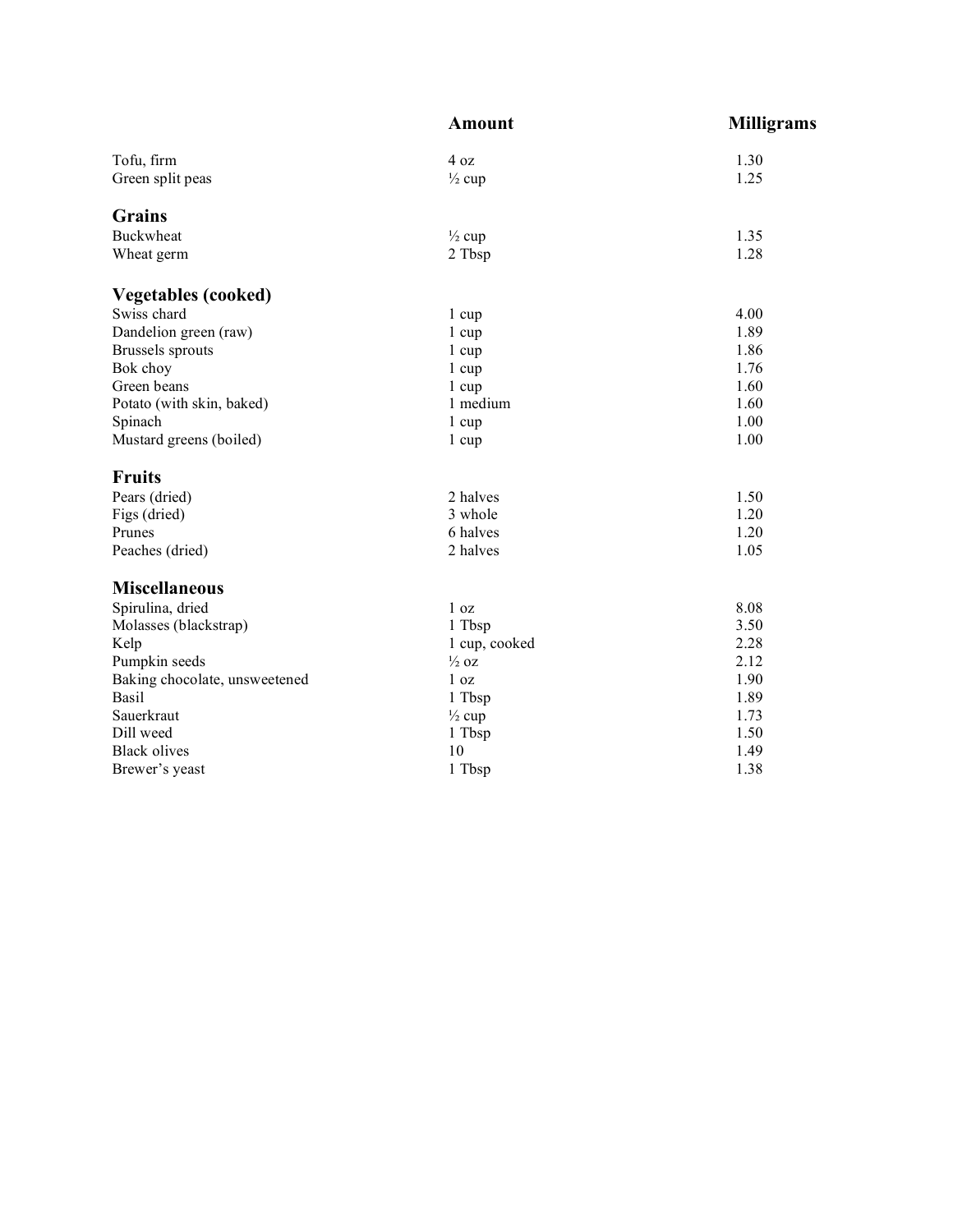| | Amount | Milligrams |
| --- | --- | --- |
| Tofu, firm | 4 oz | 1.30 |
| Green split peas | ½ cup | 1.25 |
| **Grains** | | |
| Buckwheat | ½ cup | 1.35 |
| Wheat germ | 2 Tbsp | 1.28 |
| **Vegetables (cooked)** | | |
| Swiss chard | 1 cup | 4.00 |
| Dandelion green (raw) | 1 cup | 1.89 |
| Brussels sprouts | 1 cup | 1.86 |
| Bok choy | 1 cup | 1.76 |
| Green beans | 1 cup | 1.60 |
| Potato (with skin, baked) | 1 medium | 1.60 |
| Spinach | 1 cup | 1.00 |
| Mustard greens (boiled) | 1 cup | 1.00 |
| **Fruits** | | |
| Pears (dried) | 2 halves | 1.50 |
| Figs (dried) | 3 whole | 1.20 |
| Prunes | 6 halves | 1.20 |
| Peaches (dried) | 2 halves | 1.05 |
| **Miscellaneous** | | |
| Spirulina, dried | 1 oz | 8.08 |
| Molasses (blackstrap) | 1 Tbsp | 3.50 |
| Kelp | 1 cup, cooked | 2.28 |
| Pumpkin seeds | ½ oz | 2.12 |
| Baking chocolate, unsweetened | 1 oz | 1.90 |
| Basil | 1 Tbsp | 1.89 |
| Sauerkraut | ½ cup | 1.73 |
| Dill weed | 1 Tbsp | 1.50 |
| Black olives | 10 | 1.49 |
| Brewer's yeast | 1 Tbsp | 1.38 |